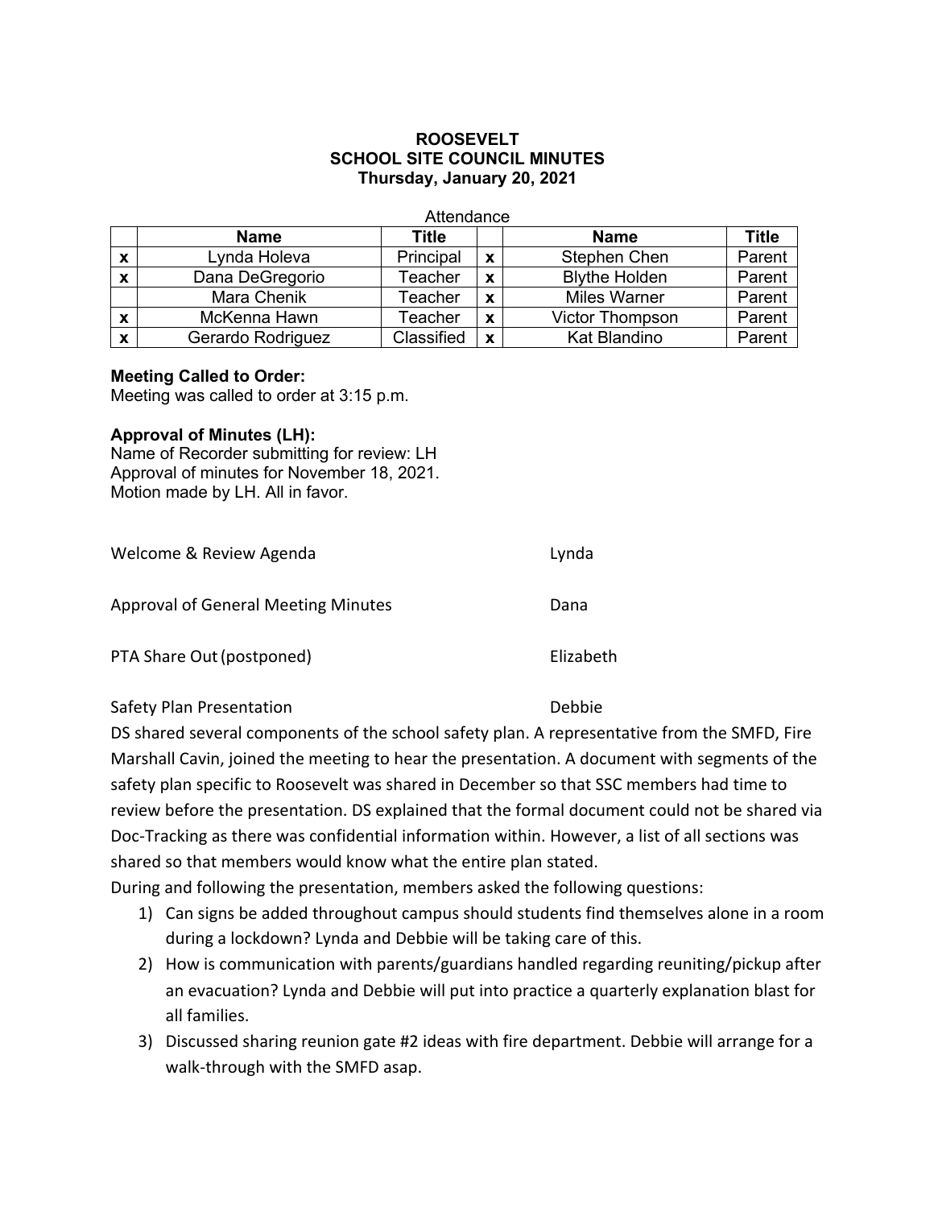**ROOSEVELT**
**SCHOOL SITE COUNCIL MINUTES**
**Thursday, January 20, 2021**

Attendance

| | Name | Title | | Name | Title |
|---|---|---|---|---|---|
| x | Lynda Holeva | Principal | x | Stephen Chen | Parent |
| x | Dana DeGregorio | Teacher | x | Blythe Holden | Parent |
| | Mara Chenik | Teacher | x | Miles Warner | Parent |
| x | McKenna Hawn | Teacher | x | Victor Thompson | Parent |
| x | Gerardo Rodriguez | Classified | x | Kat Blandino | Parent |

**Meeting Called to Order:**
Meeting was called to order at 3:15 p.m.

**Approval of Minutes (LH):**
Name of Recorder submitting for review: LH
Approval of minutes for November 18, 2021.
Motion made by LH. All in favor.

Welcome & Review Agenda — Lynda

Approval of General Meeting Minutes — Dana

PTA Share Out (postponed) — Elizabeth

Safety Plan Presentation — Debbie

DS shared several components of the school safety plan. A representative from the SMFD, Fire Marshall Cavin, joined the meeting to hear the presentation. A document with segments of the safety plan specific to Roosevelt was shared in December so that SSC members had time to review before the presentation. DS explained that the formal document could not be shared via Doc-Tracking as there was confidential information within. However, a list of all sections was shared so that members would know what the entire plan stated.

During and following the presentation, members asked the following questions:

1) Can signs be added throughout campus should students find themselves alone in a room during a lockdown? Lynda and Debbie will be taking care of this.
2) How is communication with parents/guardians handled regarding reuniting/pickup after an evacuation? Lynda and Debbie will put into practice a quarterly explanation blast for all families.
3) Discussed sharing reunion gate #2 ideas with fire department. Debbie will arrange for a walk-through with the SMFD asap.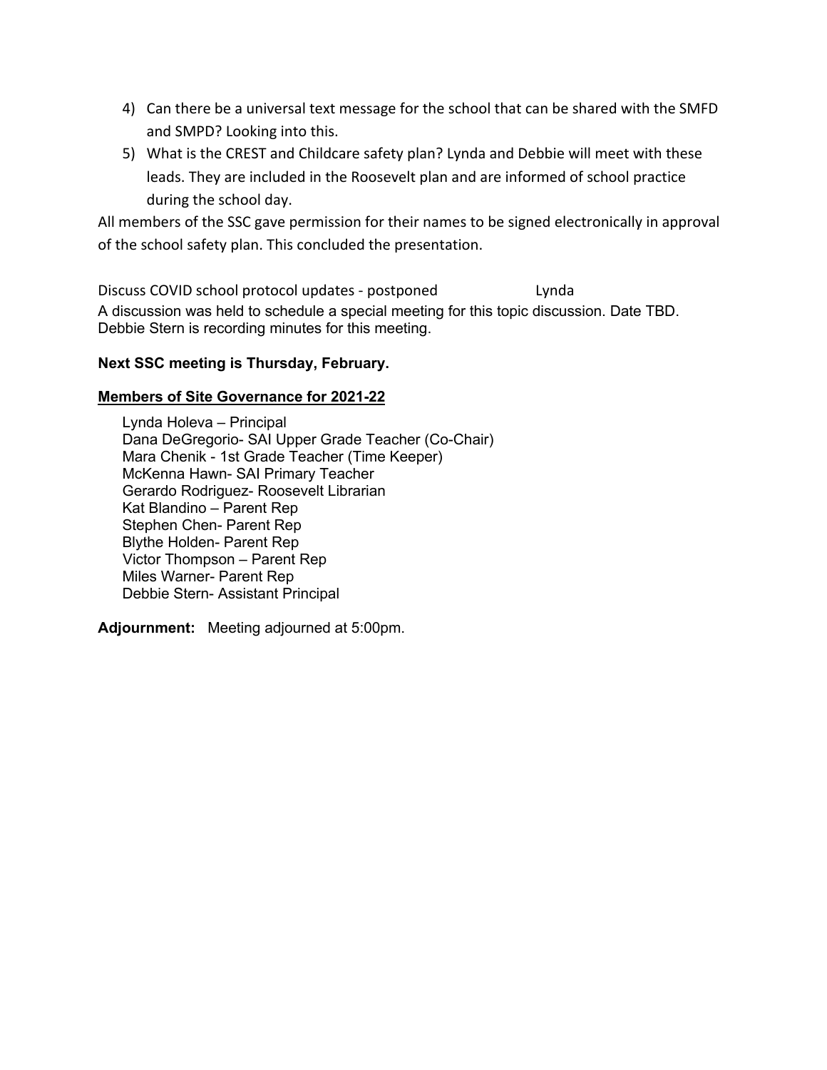4) Can there be a universal text message for the school that can be shared with the SMFD and SMPD? Looking into this.
5) What is the CREST and Childcare safety plan? Lynda and Debbie will meet with these leads. They are included in the Roosevelt plan and are informed of school practice during the school day.

All members of the SSC gave permission for their names to be signed electronically in approval of the school safety plan. This concluded the presentation.

Discuss COVID school protocol updates - postponed Lynda

A discussion was held to schedule a special meeting for this topic discussion. Date TBD. Debbie Stern is recording minutes for this meeting.

**Next SSC meeting is Thursday, February.**

**Members of Site Governance for 2021-22**

Lynda Holeva – Principal
Dana DeGregorio- SAI Upper Grade Teacher (Co-Chair)
Mara Chenik - 1st Grade Teacher (Time Keeper)
McKenna Hawn- SAI Primary Teacher
Gerardo Rodriguez- Roosevelt Librarian
Kat Blandino – Parent Rep
Stephen Chen- Parent Rep
Blythe Holden- Parent Rep
Victor Thompson – Parent Rep
Miles Warner- Parent Rep
Debbie Stern- Assistant Principal

**Adjournment:** Meeting adjourned at 5:00pm.